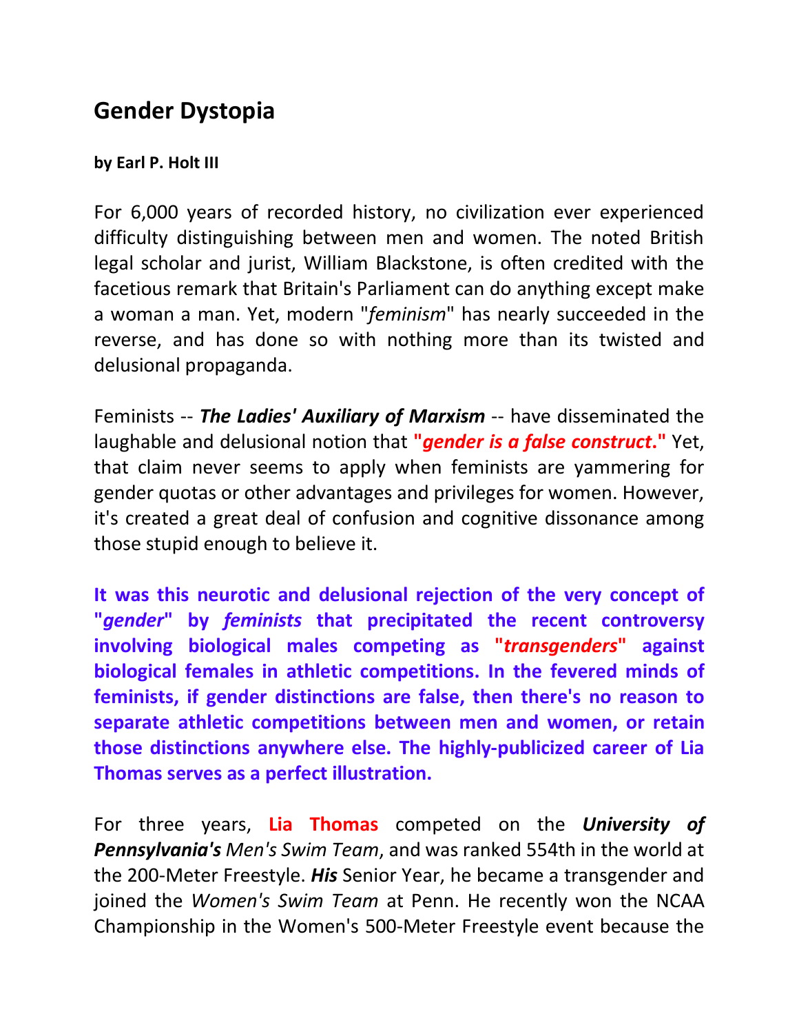## Gender Dystopia

**by Earl P. Holt III**

For 6,000 years of recorded history, no civilization ever experienced difficulty distinguishing between men and women. The noted British legal scholar and jurist, William Blackstone, is often credited with the facetious remark that Britain's Parliament can do anything except make a woman a man. Yet, modern "*feminism*" has nearly succeeded in the reverse, and has done so with nothing more than its twisted and delusional propaganda.

Feminists -- ***The Ladies' Auxiliary of Marxism*** -- have disseminated the laughable and delusional notion that **"*gender is a false construct*."** Yet, that claim never seems to apply when feminists are yammering for gender quotas or other advantages and privileges for women. However, it's created a great deal of confusion and cognitive dissonance among those stupid enough to believe it.

**It was this neurotic and delusional rejection of the very concept of "*gender*" by *feminists* that precipitated the recent controversy involving biological males competing as "*transgenders*" against biological females in athletic competitions. In the fevered minds of feminists, if gender distinctions are false, then there's no reason to separate athletic competitions between men and women, or retain those distinctions anywhere else. The highly-publicized career of Lia Thomas serves as a perfect illustration.**

For three years, **Lia Thomas** competed on the ***University of Pennsylvania's*** *Men's Swim Team*, and was ranked 554th in the world at the 200-Meter Freestyle. ***His*** Senior Year, he became a transgender and joined the *Women's Swim Team* at Penn. He recently won the NCAA Championship in the Women's 500-Meter Freestyle event because the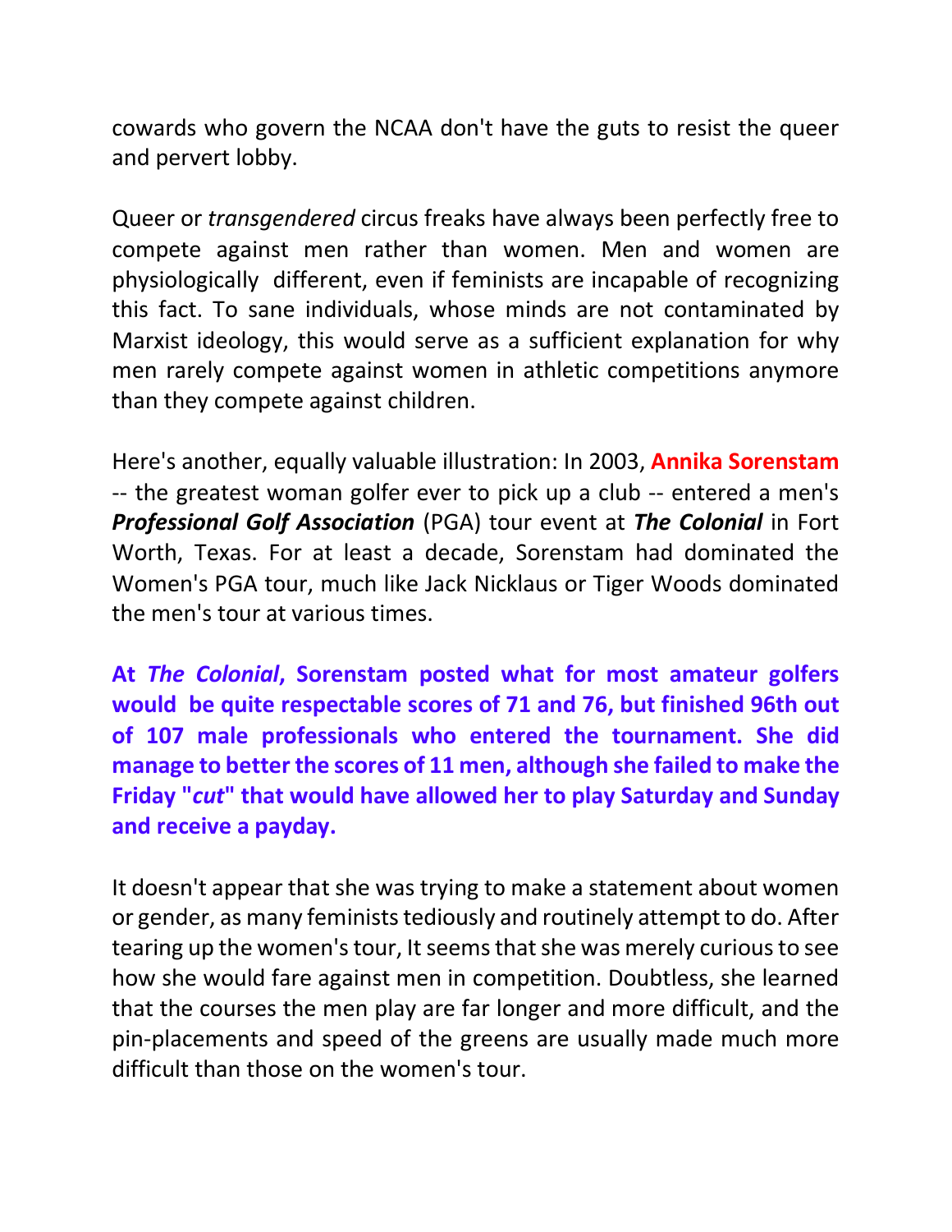cowards who govern the NCAA don't have the guts to resist the queer and pervert lobby.

Queer or *transgendered* circus freaks have always been perfectly free to compete against men rather than women. Men and women are physiologically different, even if feminists are incapable of recognizing this fact. To sane individuals, whose minds are not contaminated by Marxist ideology, this would serve as a sufficient explanation for why men rarely compete against women in athletic competitions anymore than they compete against children.

Here's another, equally valuable illustration: In 2003, **Annika Sorenstam** -- the greatest woman golfer ever to pick up a club -- entered a men's ***Professional Golf Association*** (PGA) tour event at ***The Colonial*** in Fort Worth, Texas. For at least a decade, Sorenstam had dominated the Women's PGA tour, much like Jack Nicklaus or Tiger Woods dominated the men's tour at various times.

**At *The Colonial*, Sorenstam posted what for most amateur golfers would be quite respectable scores of 71 and 76, but finished 96th out of 107 male professionals who entered the tournament. She did manage to better the scores of 11 men, although she failed to make the Friday "*cut*" that would have allowed her to play Saturday and Sunday and receive a payday.**

It doesn't appear that she was trying to make a statement about women or gender, as many feminists tediously and routinely attempt to do. After tearing up the women's tour, It seems that she was merely curious to see how she would fare against men in competition. Doubtless, she learned that the courses the men play are far longer and more difficult, and the pin-placements and speed of the greens are usually made much more difficult than those on the women's tour.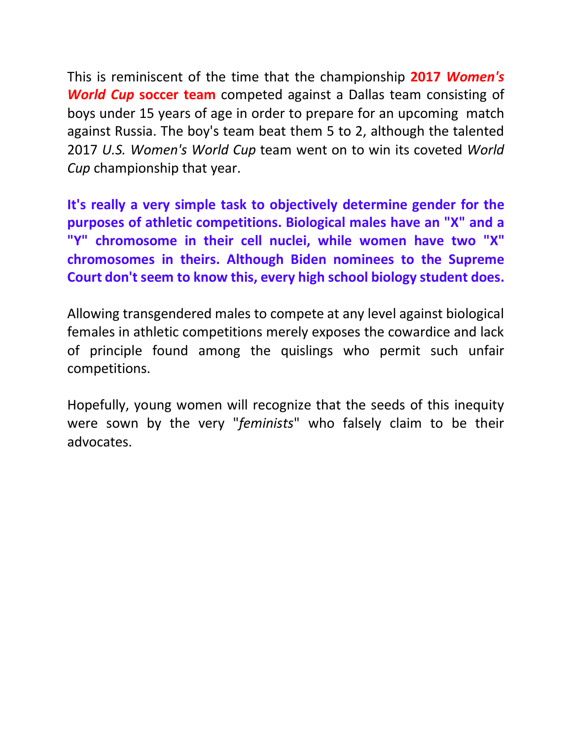This is reminiscent of the time that the championship **2017 *Women's World Cup* soccer team** competed against a Dallas team consisting of boys under 15 years of age in order to prepare for an upcoming match against Russia. The boy's team beat them 5 to 2, although the talented 2017 *U.S. Women's World Cup* team went on to win its coveted *World Cup* championship that year.

**It's really a very simple task to objectively determine gender for the purposes of athletic competitions. Biological males have an "X" and a "Y" chromosome in their cell nuclei, while women have two "X" chromosomes in theirs. Although Biden nominees to the Supreme Court don't seem to know this, every high school biology student does.**

Allowing transgendered males to compete at any level against biological females in athletic competitions merely exposes the cowardice and lack of principle found among the quislings who permit such unfair competitions.

Hopefully, young women will recognize that the seeds of this inequity were sown by the very "*feminists*" who falsely claim to be their advocates.